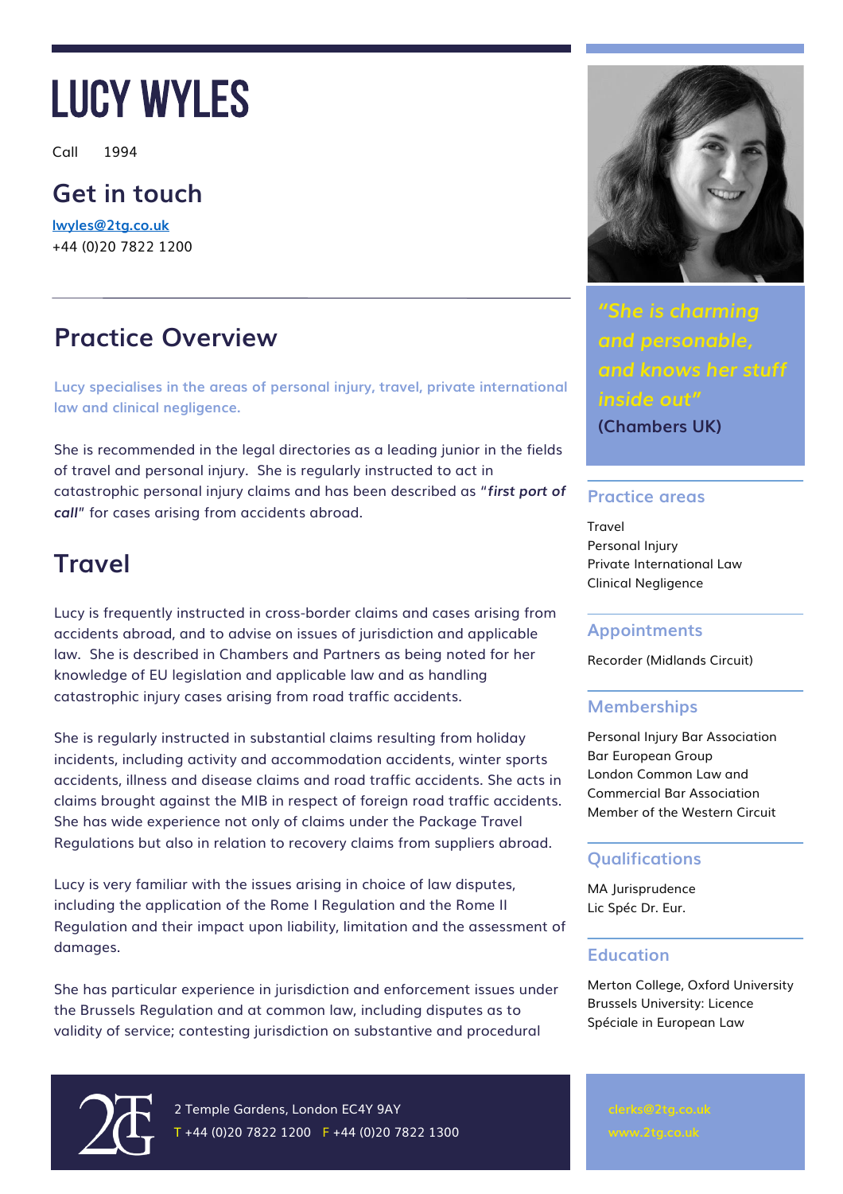# LUCY WYLES

Call 1994

## Get in touch

lwyles@2tg.co.uk
+44 (0)20 7822 1200

## Practice Overview

Lucy specialises in the areas of personal injury, travel, private international law and clinical negligence.

She is recommended in the legal directories as a leading junior in the fields of travel and personal injury. She is regularly instructed to act in catastrophic personal injury claims and has been described as "***first port of call***" for cases arising from accidents abroad.

## Travel

Lucy is frequently instructed in cross-border claims and cases arising from accidents abroad, and to advise on issues of jurisdiction and applicable law. She is described in Chambers and Partners as being noted for her knowledge of EU legislation and applicable law and as handling catastrophic injury cases arising from road traffic accidents.

She is regularly instructed in substantial claims resulting from holiday incidents, including activity and accommodation accidents, winter sports accidents, illness and disease claims and road traffic accidents. She acts in claims brought against the MIB in respect of foreign road traffic accidents. She has wide experience not only of claims under the Package Travel Regulations but also in relation to recovery claims from suppliers abroad.

Lucy is very familiar with the issues arising in choice of law disputes, including the application of the Rome I Regulation and the Rome II Regulation and their impact upon liability, limitation and the assessment of damages.

She has particular experience in jurisdiction and enforcement issues under the Brussels Regulation and at common law, including disputes as to validity of service; contesting jurisdiction on substantive and procedural

*"She is charming and personable, and knows her stuff inside out"*

**(Chambers UK)**

### Practice areas

Travel
Personal Injury
Private International Law
Clinical Negligence

### Appointments

Recorder (Midlands Circuit)

### Memberships

Personal Injury Bar Association
Bar European Group
London Common Law and Commercial Bar Association
Member of the Western Circuit

### Qualifications

MA Jurisprudence
Lic Spéc Dr. Eur.

### Education

Merton College, Oxford University
Brussels University: Licence Spéciale in European Law

2 Temple Gardens, London EC4Y 9AY
T +44 (0)20 7822 1200 F +44 (0)20 7822 1300

clerks@2tg.co.uk
www.2tg.co.uk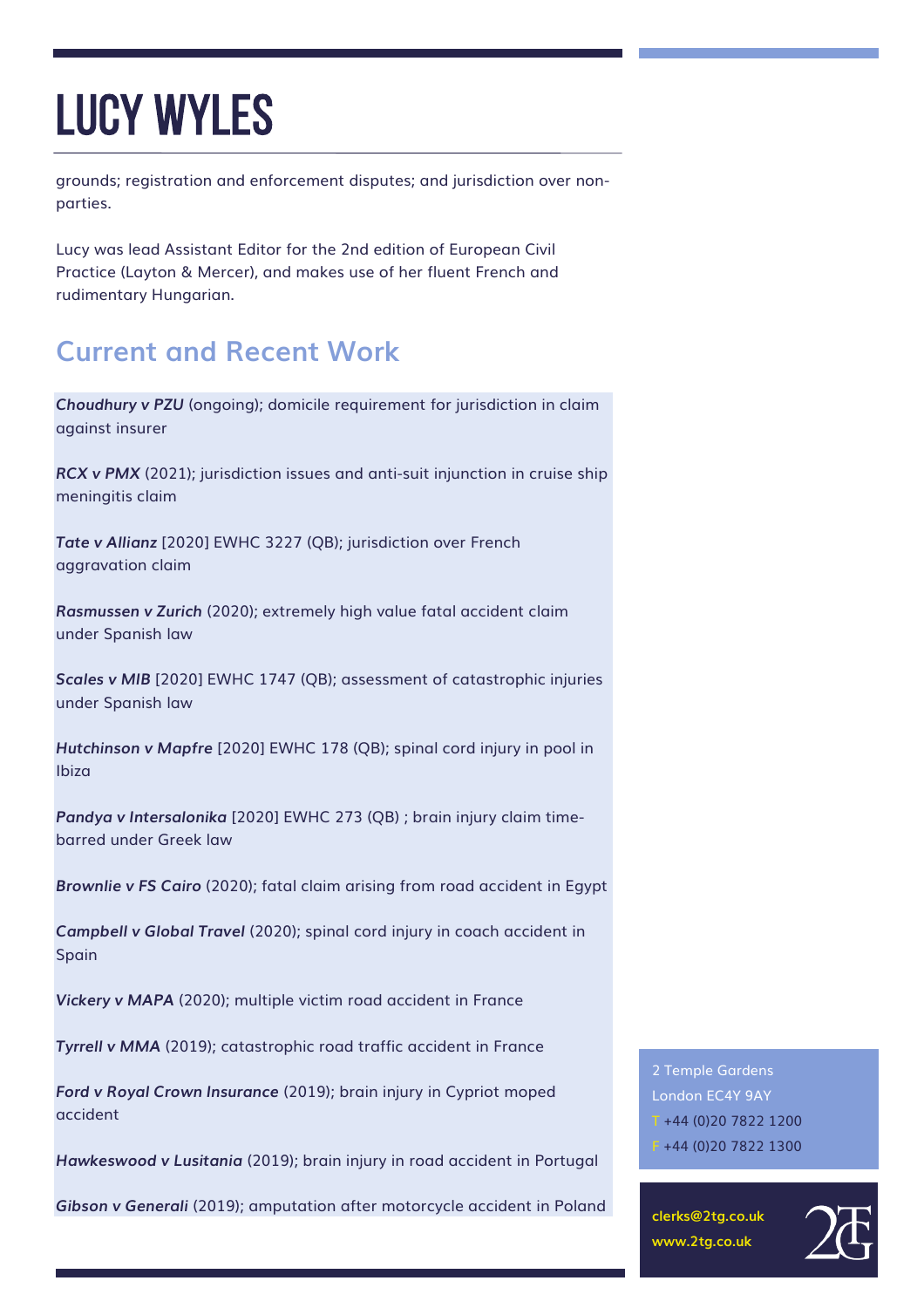grounds; registration and enforcement disputes; and jurisdiction over non-parties.

Lucy was lead Assistant Editor for the 2nd edition of European Civil Practice (Layton & Mercer), and makes use of her fluent French and rudimentary Hungarian.

## Current and Recent Work

***Choudhury v PZU*** (ongoing); domicile requirement for jurisdiction in claim against insurer

***RCX v PMX*** (2021); jurisdiction issues and anti-suit injunction in cruise ship meningitis claim

***Tate v Allianz*** [2020] EWHC 3227 (QB); jurisdiction over French aggravation claim

***Rasmussen v Zurich*** (2020); extremely high value fatal accident claim under Spanish law

***Scales v MIB*** [2020] EWHC 1747 (QB); assessment of catastrophic injuries under Spanish law

***Hutchinson v Mapfre*** [2020] EWHC 178 (QB); spinal cord injury in pool in Ibiza

***Pandya v Intersalonika*** [2020] EWHC 273 (QB) ; brain injury claim time-barred under Greek law

***Brownlie v FS Cairo*** (2020); fatal claim arising from road accident in Egypt

***Campbell v Global Travel*** (2020); spinal cord injury in coach accident in Spain

***Vickery v MAPA*** (2020); multiple victim road accident in France

***Tyrrell v MMA*** (2019); catastrophic road traffic accident in France

***Ford v Royal Crown Insurance*** (2019); brain injury in Cypriot moped accident

***Hawkeswood v Lusitania*** (2019); brain injury in road accident in Portugal

***Gibson v Generali*** (2019); amputation after motorcycle accident in Poland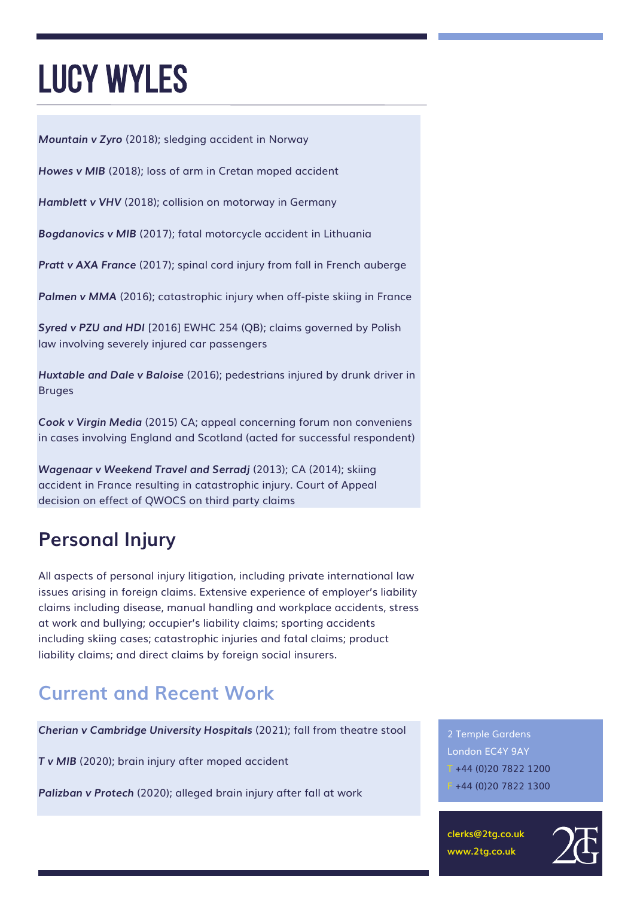# LUCY WYLES

***Mountain v Zyro*** (2018); sledging accident in Norway

***Howes v MIB*** (2018); loss of arm in Cretan moped accident

***Hamblett v VHV*** (2018); collision on motorway in Germany

***Bogdanovics v MIB*** (2017); fatal motorcycle accident in Lithuania

***Pratt v AXA France*** (2017); spinal cord injury from fall in French auberge

***Palmen v MMA*** (2016); catastrophic injury when off-piste skiing in France

***Syred v PZU and HDI*** [2016] EWHC 254 (QB); claims governed by Polish law involving severely injured car passengers

***Huxtable and Dale v Baloise*** (2016); pedestrians injured by drunk driver in Bruges

***Cook v Virgin Media*** (2015) CA; appeal concerning forum non conveniens in cases involving England and Scotland (acted for successful respondent)

***Wagenaar v Weekend Travel and Serradj*** (2013); CA (2014); skiing accident in France resulting in catastrophic injury. Court of Appeal decision on effect of QWOCS on third party claims

## Personal Injury

All aspects of personal injury litigation, including private international law issues arising in foreign claims. Extensive experience of employer's liability claims including disease, manual handling and workplace accidents, stress at work and bullying; occupier's liability claims; sporting accidents including skiing cases; catastrophic injuries and fatal claims; product liability claims; and direct claims by foreign social insurers.

## Current and Recent Work

***Cherian v Cambridge University Hospitals*** (2021); fall from theatre stool

***T v MIB*** (2020); brain injury after moped accident

***Palizban v Protech*** (2020); alleged brain injury after fall at work

2 Temple Gardens
London EC4Y 9AY
T +44 (0)20 7822 1200
F +44 (0)20 7822 1300

**clerks@2tg.co.uk**
**www.2tg.co.uk**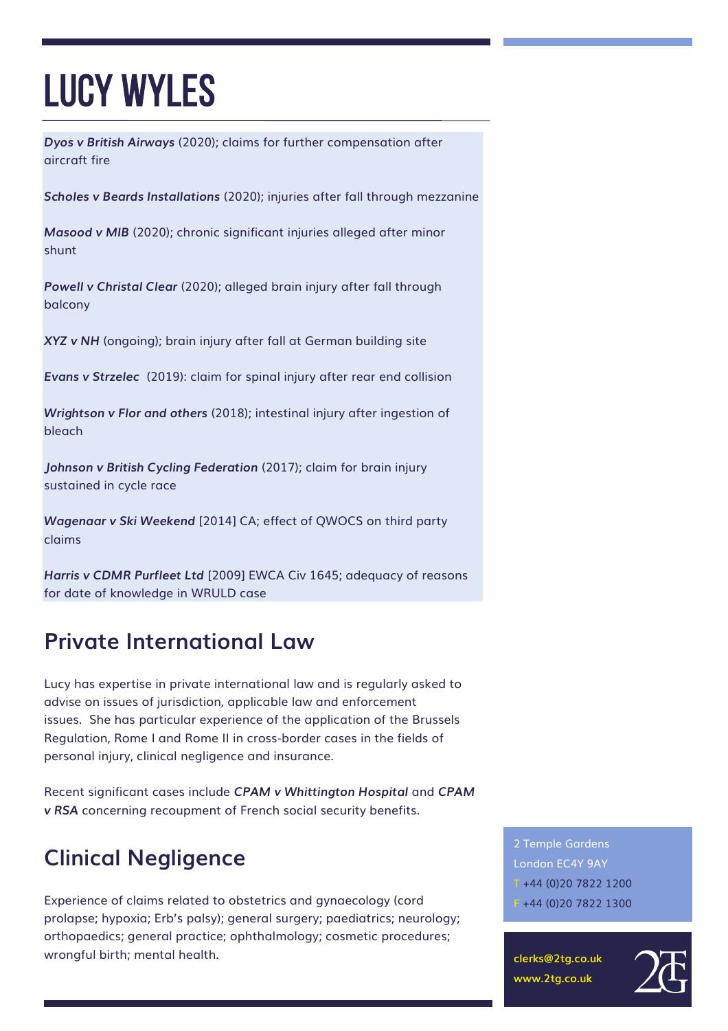# LUCY WYLES

***Dyos v British Airways*** (2020); claims for further compensation after aircraft fire

***Scholes v Beards Installations*** (2020); injuries after fall through mezzanine

***Masood v MIB*** (2020); chronic significant injuries alleged after minor shunt

***Powell v Christal Clear*** (2020); alleged brain injury after fall through balcony

***XYZ v NH*** (ongoing); brain injury after fall at German building site

***Evans v Strzelec*** (2019): claim for spinal injury after rear end collision

***Wrightson v Flor and others*** (2018); intestinal injury after ingestion of bleach

***Johnson v British Cycling Federation*** (2017); claim for brain injury sustained in cycle race

***Wagenaar v Ski Weekend*** [2014] CA; effect of QWOCS on third party claims

***Harris v CDMR Purfleet Ltd*** [2009] EWCA Civ 1645; adequacy of reasons for date of knowledge in WRULD case

## Private International Law

Lucy has expertise in private international law and is regularly asked to advise on issues of jurisdiction, applicable law and enforcement issues. She has particular experience of the application of the Brussels Regulation, Rome I and Rome II in cross-border cases in the fields of personal injury, clinical negligence and insurance.

Recent significant cases include ***CPAM v Whittington Hospital*** and ***CPAM v RSA*** concerning recoupment of French social security benefits.

## Clinical Negligence

Experience of claims related to obstetrics and gynaecology (cord prolapse; hypoxia; Erb's palsy); general surgery; paediatrics; neurology; orthopaedics; general practice; ophthalmology; cosmetic procedures; wrongful birth; mental health.

2 Temple Gardens
London EC4Y 9AY
T +44 (0)20 7822 1200
F +44 (0)20 7822 1300

**clerks@2tg.co.uk**
**www.2tg.co.uk**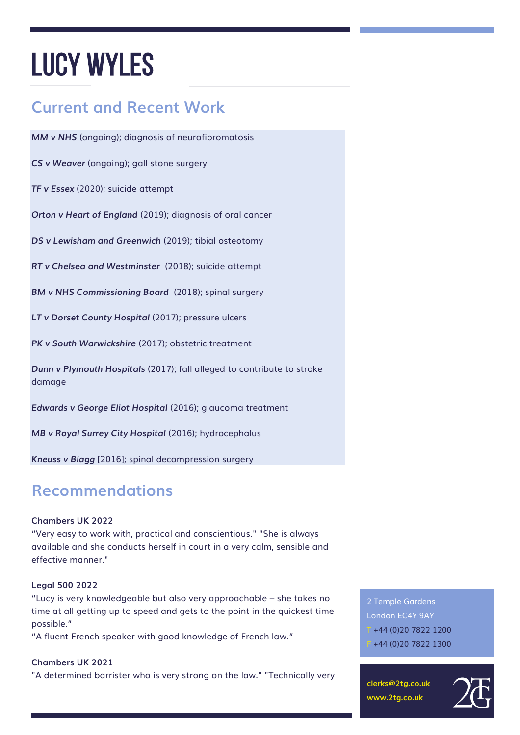# LUCY WYLES

## Current and Recent Work

***MM v NHS*** (ongoing); diagnosis of neurofibromatosis

***CS v Weaver*** (ongoing); gall stone surgery

***TF v Essex*** (2020); suicide attempt

***Orton v Heart of England*** (2019); diagnosis of oral cancer

***DS v Lewisham and Greenwich*** (2019); tibial osteotomy

***RT v Chelsea and Westminster*** (2018); suicide attempt

***BM v NHS Commissioning Board*** (2018); spinal surgery

***LT v Dorset County Hospital*** (2017); pressure ulcers

***PK v South Warwickshire*** (2017); obstetric treatment

***Dunn v Plymouth Hospitals*** (2017); fall alleged to contribute to stroke damage

***Edwards v George Eliot Hospital*** (2016); glaucoma treatment

***MB v Royal Surrey City Hospital*** (2016); hydrocephalus

***Kneuss v Blagg*** [2016]; spinal decompression surgery

## Recommendations

**Chambers UK 2022**
"Very easy to work with, practical and conscientious." "She is always available and she conducts herself in court in a very calm, sensible and effective manner."

**Legal 500 2022**
"Lucy is very knowledgeable but also very approachable – she takes no time at all getting up to speed and gets to the point in the quickest time possible."
"A fluent French speaker with good knowledge of French law."

**Chambers UK 2021**
"A determined barrister who is very strong on the law." "Technically very

2 Temple Gardens
London EC4Y 9AY
T +44 (0)20 7822 1200
F +44 (0)20 7822 1300

clerks@2tg.co.uk
www.2tg.co.uk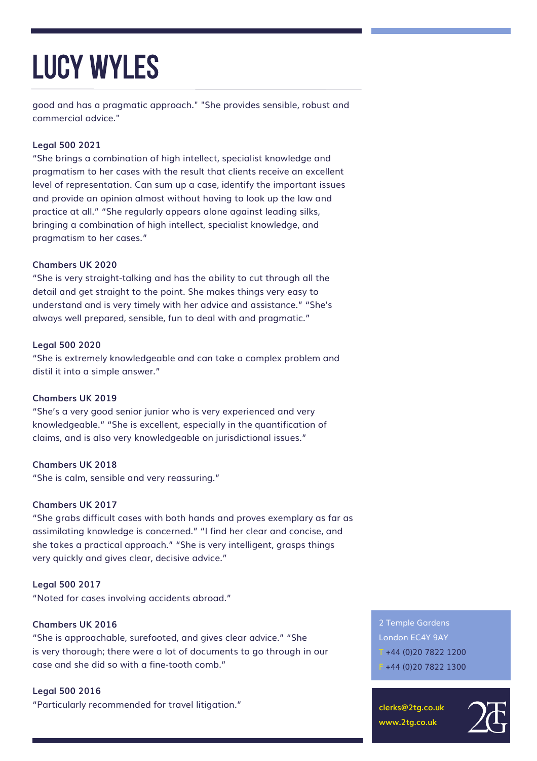good and has a pragmatic approach." "She provides sensible, robust and commercial advice."

**Legal 500 2021**
"She brings a combination of high intellect, specialist knowledge and pragmatism to her cases with the result that clients receive an excellent level of representation. Can sum up a case, identify the important issues and provide an opinion almost without having to look up the law and practice at all." "She regularly appears alone against leading silks, bringing a combination of high intellect, specialist knowledge, and pragmatism to her cases."

**Chambers UK 2020**
"She is very straight-talking and has the ability to cut through all the detail and get straight to the point. She makes things very easy to understand and is very timely with her advice and assistance." "She's always well prepared, sensible, fun to deal with and pragmatic."

**Legal 500 2020**
"She is extremely knowledgeable and can take a complex problem and distil it into a simple answer."

**Chambers UK 2019**
"She's a very good senior junior who is very experienced and very knowledgeable." "She is excellent, especially in the quantification of claims, and is also very knowledgeable on jurisdictional issues."

**Chambers UK 2018**
"She is calm, sensible and very reassuring."

**Chambers UK 2017**
"She grabs difficult cases with both hands and proves exemplary as far as assimilating knowledge is concerned." "I find her clear and concise, and she takes a practical approach." "She is very intelligent, grasps things very quickly and gives clear, decisive advice."

**Legal 500 2017**
"Noted for cases involving accidents abroad."

**Chambers UK 2016**
"She is approachable, surefooted, and gives clear advice." "She is very thorough; there were a lot of documents to go through in our case and she did so with a fine-tooth comb."

**Legal 500 2016**
"Particularly recommended for travel litigation."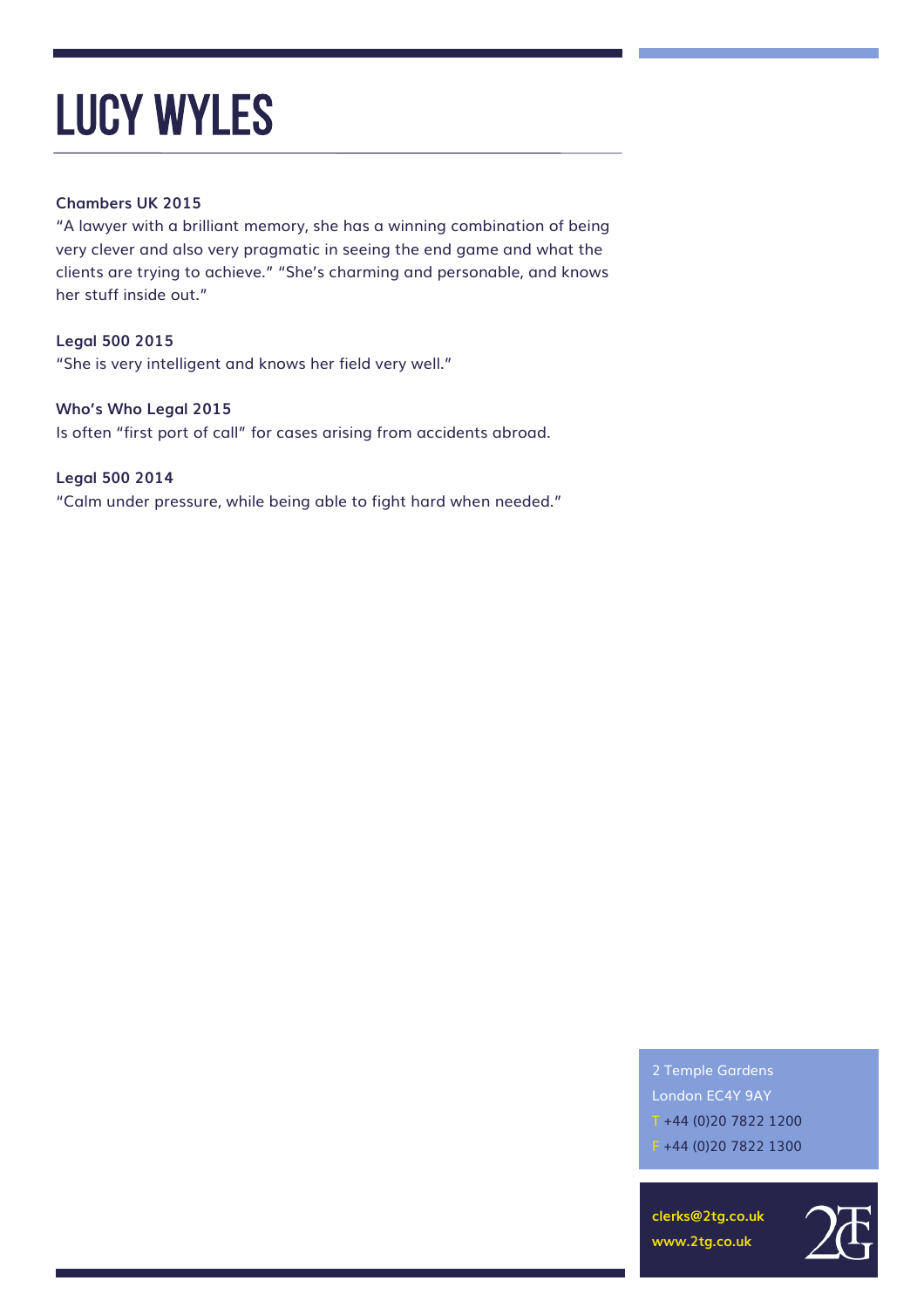# LUCY WYLES

**Chambers UK 2015**

"A lawyer with a brilliant memory, she has a winning combination of being very clever and also very pragmatic in seeing the end game and what the clients are trying to achieve." "She's charming and personable, and knows her stuff inside out."

**Legal 500 2015**

"She is very intelligent and knows her field very well."

**Who's Who Legal 2015**

Is often "first port of call" for cases arising from accidents abroad.

**Legal 500 2014**

"Calm under pressure, while being able to fight hard when needed."

2 Temple Gardens
London EC4Y 9AY
T +44 (0)20 7822 1200
F +44 (0)20 7822 1300

**clerks@2tg.co.uk**
**www.2tg.co.uk**